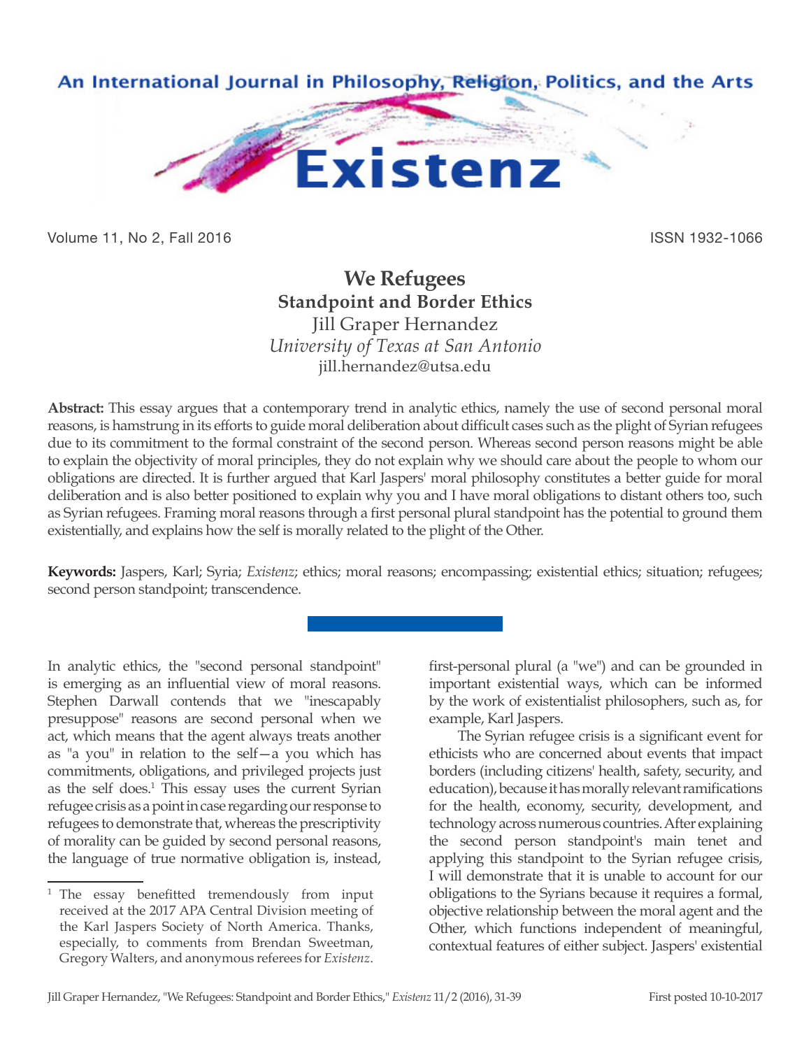# We Refugees

## Standpoint and Border Ethics

Jill Graper Hernandez
*University of Texas at San Antonio*
jill.hernandez@utsa.edu

**Abstract:** This essay argues that a contemporary trend in analytic ethics, namely the use of second personal moral reasons, is hamstrung in its efforts to guide moral deliberation about difficult cases such as the plight of Syrian refugees due to its commitment to the formal constraint of the second person. Whereas second person reasons might be able to explain the objectivity of moral principles, they do not explain why we should care about the people to whom our obligations are directed. It is further argued that Karl Jaspers' moral philosophy constitutes a better guide for moral deliberation and is also better positioned to explain why you and I have moral obligations to distant others too, such as Syrian refugees. Framing moral reasons through a first personal plural standpoint has the potential to ground them existentially, and explains how the self is morally related to the plight of the Other.

**Keywords:** Jaspers, Karl; Syria; *Existenz*; ethics; moral reasons; encompassing; existential ethics; situation; refugees; second person standpoint; transcendence.

In analytic ethics, the "second personal standpoint" is emerging as an influential view of moral reasons. Stephen Darwall contends that we "inescapably presuppose" reasons are second personal when we act, which means that the agent always treats another as "a you" in relation to the self—a you which has commitments, obligations, and privileged projects just as the self does.[1] This essay uses the current Syrian refugee crisis as a point in case regarding our response to refugees to demonstrate that, whereas the prescriptivity of morality can be guided by second personal reasons, the language of true normative obligation is, instead, first-personal plural (a "we") and can be grounded in important existential ways, which can be informed by the work of existentialist philosophers, such as, for example, Karl Jaspers.

The Syrian refugee crisis is a significant event for ethicists who are concerned about events that impact borders (including citizens' health, safety, security, and education), because it has morally relevant ramifications for the health, economy, security, development, and technology across numerous countries. After explaining the second person standpoint's main tenet and applying this standpoint to the Syrian refugee crisis, I will demonstrate that it is unable to account for our obligations to the Syrians because it requires a formal, objective relationship between the moral agent and the Other, which functions independent of meaningful, contextual features of either subject. Jaspers' existential

[1] The essay benefitted tremendously from input received at the 2017 APA Central Division meeting of the Karl Jaspers Society of North America. Thanks, especially, to comments from Brendan Sweetman, Gregory Walters, and anonymous referees for *Existenz*.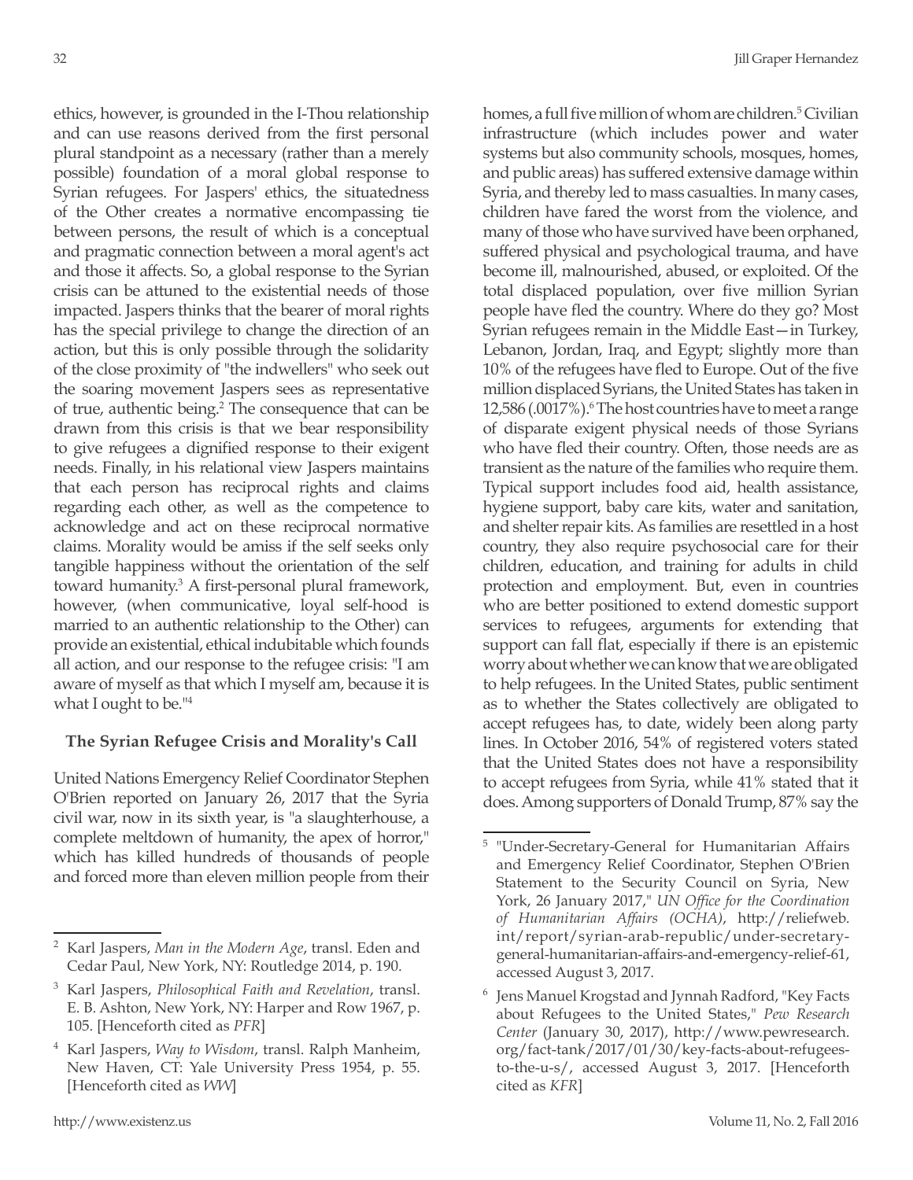ethics, however, is grounded in the I-Thou relationship and can use reasons derived from the first personal plural standpoint as a necessary (rather than a merely possible) foundation of a moral global response to Syrian refugees. For Jaspers' ethics, the situatedness of the Other creates a normative encompassing tie between persons, the result of which is a conceptual and pragmatic connection between a moral agent's act and those it affects. So, a global response to the Syrian crisis can be attuned to the existential needs of those impacted. Jaspers thinks that the bearer of moral rights has the special privilege to change the direction of an action, but this is only possible through the solidarity of the close proximity of "the indwellers" who seek out the soaring movement Jaspers sees as representative of true, authentic being.[2] The consequence that can be drawn from this crisis is that we bear responsibility to give refugees a dignified response to their exigent needs. Finally, in his relational view Jaspers maintains that each person has reciprocal rights and claims regarding each other, as well as the competence to acknowledge and act on these reciprocal normative claims. Morality would be amiss if the self seeks only tangible happiness without the orientation of the self toward humanity.[3] A first-personal plural framework, however, (when communicative, loyal self-hood is married to an authentic relationship to the Other) can provide an existential, ethical indubitable which founds all action, and our response to the refugee crisis: "I am aware of myself as that which I myself am, because it is what I ought to be."[4]

## The Syrian Refugee Crisis and Morality's Call

United Nations Emergency Relief Coordinator Stephen O'Brien reported on January 26, 2017 that the Syria civil war, now in its sixth year, is "a slaughterhouse, a complete meltdown of humanity, the apex of horror," which has killed hundreds of thousands of people and forced more than eleven million people from their homes, a full five million of whom are children.[5] Civilian infrastructure (which includes power and water systems but also community schools, mosques, homes, and public areas) has suffered extensive damage within Syria, and thereby led to mass casualties. In many cases, children have fared the worst from the violence, and many of those who have survived have been orphaned, suffered physical and psychological trauma, and have become ill, malnourished, abused, or exploited. Of the total displaced population, over five million Syrian people have fled the country. Where do they go? Most Syrian refugees remain in the Middle East—in Turkey, Lebanon, Jordan, Iraq, and Egypt; slightly more than 10% of the refugees have fled to Europe. Out of the five million displaced Syrians, the United States has taken in 12,586 (.0017%).[6] The host countries have to meet a range of disparate exigent physical needs of those Syrians who have fled their country. Often, those needs are as transient as the nature of the families who require them. Typical support includes food aid, health assistance, hygiene support, baby care kits, water and sanitation, and shelter repair kits. As families are resettled in a host country, they also require psychosocial care for their children, education, and training for adults in child protection and employment. But, even in countries who are better positioned to extend domestic support services to refugees, arguments for extending that support can fall flat, especially if there is an epistemic worry about whether we can know that we are obligated to help refugees. In the United States, public sentiment as to whether the States collectively are obligated to accept refugees has, to date, widely been along party lines. In October 2016, 54% of registered voters stated that the United States does not have a responsibility to accept refugees from Syria, while 41% stated that it does. Among supporters of Donald Trump, 87% say the

---

[2] Karl Jaspers, *Man in the Modern Age*, transl. Eden and Cedar Paul, New York, NY: Routledge 2014, p. 190.

[3] Karl Jaspers, *Philosophical Faith and Revelation*, transl. E. B. Ashton, New York, NY: Harper and Row 1967, p. 105. [Henceforth cited as *PFR*]

[4] Karl Jaspers, *Way to Wisdom*, transl. Ralph Manheim, New Haven, CT: Yale University Press 1954, p. 55. [Henceforth cited as *WW*]

[5] "Under-Secretary-General for Humanitarian Affairs and Emergency Relief Coordinator, Stephen O'Brien Statement to the Security Council on Syria, New York, 26 January 2017," *UN Office for the Coordination of Humanitarian Affairs (OCHA)*, http://reliefweb.int/report/syrian-arab-republic/under-secretary-general-humanitarian-affairs-and-emergency-relief-61, accessed August 3, 2017.

[6] Jens Manuel Krogstad and Jynnah Radford, "Key Facts about Refugees to the United States," *Pew Research Center* (January 30, 2017), http://www.pewresearch.org/fact-tank/2017/01/30/key-facts-about-refugees-to-the-u-s/, accessed August 3, 2017. [Henceforth cited as *KFR*]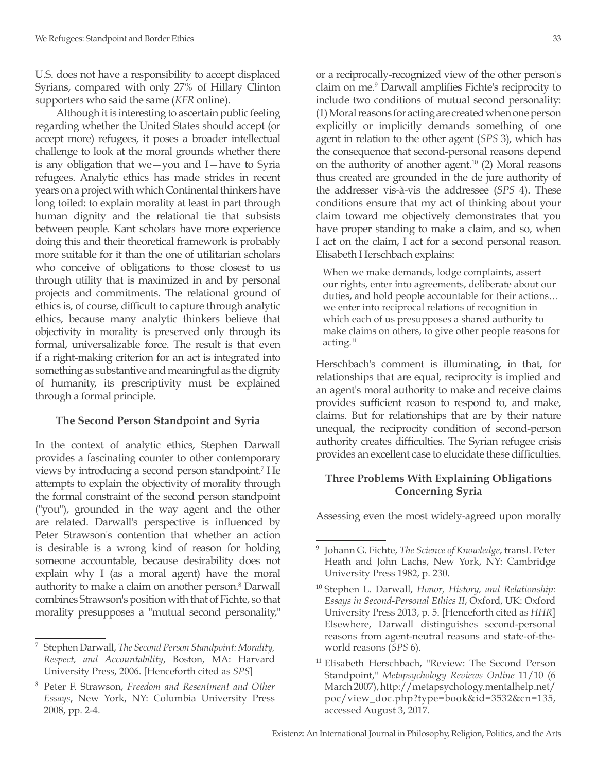U.S. does not have a responsibility to accept displaced Syrians, compared with only 27% of Hillary Clinton supporters who said the same (*KFR* online).

Although it is interesting to ascertain public feeling regarding whether the United States should accept (or accept more) refugees, it poses a broader intellectual challenge to look at the moral grounds whether there is any obligation that we—you and I—have to Syria refugees. Analytic ethics has made strides in recent years on a project with which Continental thinkers have long toiled: to explain morality at least in part through human dignity and the relational tie that subsists between people. Kant scholars have more experience doing this and their theoretical framework is probably more suitable for it than the one of utilitarian scholars who conceive of obligations to those closest to us through utility that is maximized in and by personal projects and commitments. The relational ground of ethics is, of course, difficult to capture through analytic ethics, because many analytic thinkers believe that objectivity in morality is preserved only through its formal, universalizable force. The result is that even if a right-making criterion for an act is integrated into something as substantive and meaningful as the dignity of humanity, its prescriptivity must be explained through a formal principle.

### The Second Person Standpoint and Syria

In the context of analytic ethics, Stephen Darwall provides a fascinating counter to other contemporary views by introducing a second person standpoint.[7] He attempts to explain the objectivity of morality through the formal constraint of the second person standpoint ("you"), grounded in the way agent and the other are related. Darwall's perspective is influenced by Peter Strawson's contention that whether an action is desirable is a wrong kind of reason for holding someone accountable, because desirability does not explain why I (as a moral agent) have the moral authority to make a claim on another person.[8] Darwall combines Strawson's position with that of Fichte, so that morality presupposes a "mutual second personality," or a reciprocally-recognized view of the other person's claim on me.[9] Darwall amplifies Fichte's reciprocity to include two conditions of mutual second personality: (1) Moral reasons for acting are created when one person explicitly or implicitly demands something of one agent in relation to the other agent (*SPS* 3), which has the consequence that second-personal reasons depend on the authority of another agent.[10] (2) Moral reasons thus created are grounded in the de jure authority of the addresser vis-à-vis the addressee (*SPS* 4). These conditions ensure that my act of thinking about your claim toward me objectively demonstrates that you have proper standing to make a claim, and so, when I act on the claim, I act for a second personal reason. Elisabeth Herschbach explains:

> When we make demands, lodge complaints, assert our rights, enter into agreements, deliberate about our duties, and hold people accountable for their actions… we enter into reciprocal relations of recognition in which each of us presupposes a shared authority to make claims on others, to give other people reasons for acting.[11]

Herschbach's comment is illuminating, in that, for relationships that are equal, reciprocity is implied and an agent's moral authority to make and receive claims provides sufficient reason to respond to, and make, claims. But for relationships that are by their nature unequal, the reciprocity condition of second-person authority creates difficulties. The Syrian refugee crisis provides an excellent case to elucidate these difficulties.

### Three Problems With Explaining Obligations Concerning Syria

Assessing even the most widely-agreed upon morally

---

[7] Stephen Darwall, *The Second Person Standpoint: Morality, Respect, and Accountability*, Boston, MA: Harvard University Press, 2006. [Henceforth cited as *SPS*]

[8] Peter F. Strawson, *Freedom and Resentment and Other Essays*, New York, NY: Columbia University Press 2008, pp. 2-4.

[9] Johann G. Fichte, *The Science of Knowledge*, transl. Peter Heath and John Lachs, New York, NY: Cambridge University Press 1982, p. 230.

[10] Stephen L. Darwall, *Honor, History, and Relationship: Essays in Second-Personal Ethics II*, Oxford, UK: Oxford University Press 2013, p. 5. [Henceforth cited as *HHR*] Elsewhere, Darwall distinguishes second-personal reasons from agent-neutral reasons and state-of-the-world reasons (*SPS* 6).

[11] Elisabeth Herschbach, "Review: The Second Person Standpoint," *Metapsychology Reviews Online* 11/10 (6 March 2007), http://metapsychology.mentalhelp.net/poc/view_doc.php?type=book&id=3532&cn=135, accessed August 3, 2017.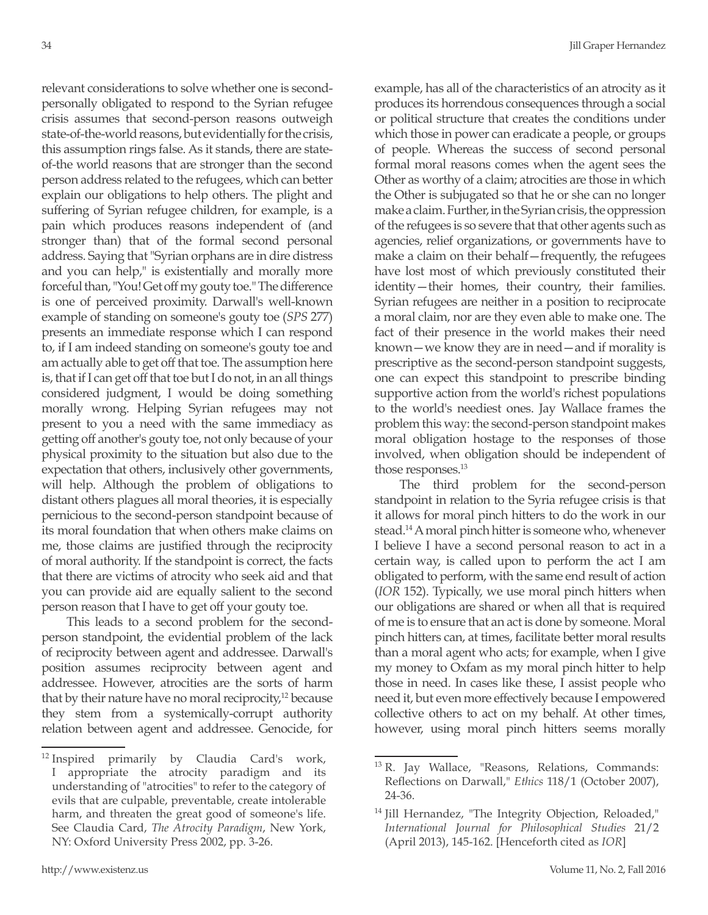relevant considerations to solve whether one is second-personally obligated to respond to the Syrian refugee crisis assumes that second-person reasons outweigh state-of-the-world reasons, but evidentially for the crisis, this assumption rings false. As it stands, there are state-of-the world reasons that are stronger than the second person address related to the refugees, which can better explain our obligations to help others. The plight and suffering of Syrian refugee children, for example, is a pain which produces reasons independent of (and stronger than) that of the formal second personal address. Saying that "Syrian orphans are in dire distress and you can help," is existentially and morally more forceful than, "You! Get off my gouty toe." The difference is one of perceived proximity. Darwall's well-known example of standing on someone's gouty toe (*SPS* 277) presents an immediate response which I can respond to, if I am indeed standing on someone's gouty toe and am actually able to get off that toe. The assumption here is, that if I can get off that toe but I do not, in an all things considered judgment, I would be doing something morally wrong. Helping Syrian refugees may not present to you a need with the same immediacy as getting off another's gouty toe, not only because of your physical proximity to the situation but also due to the expectation that others, inclusively other governments, will help. Although the problem of obligations to distant others plagues all moral theories, it is especially pernicious to the second-person standpoint because of its moral foundation that when others make claims on me, those claims are justified through the reciprocity of moral authority. If the standpoint is correct, the facts that there are victims of atrocity who seek aid and that you can provide aid are equally salient to the second person reason that I have to get off your gouty toe.

This leads to a second problem for the second-person standpoint, the evidential problem of the lack of reciprocity between agent and addressee. Darwall's position assumes reciprocity between agent and addressee. However, atrocities are the sorts of harm that by their nature have no moral reciprocity,[12] because they stem from a systemically-corrupt authority relation between agent and addressee. Genocide, for example, has all of the characteristics of an atrocity as it produces its horrendous consequences through a social or political structure that creates the conditions under which those in power can eradicate a people, or groups of people. Whereas the success of second personal formal moral reasons comes when the agent sees the Other as worthy of a claim; atrocities are those in which the Other is subjugated so that he or she can no longer make a claim. Further, in the Syrian crisis, the oppression of the refugees is so severe that that other agents such as agencies, relief organizations, or governments have to make a claim on their behalf—frequently, the refugees have lost most of which previously constituted their identity—their homes, their country, their families. Syrian refugees are neither in a position to reciprocate a moral claim, nor are they even able to make one. The fact of their presence in the world makes their need known—we know they are in need—and if morality is prescriptive as the second-person standpoint suggests, one can expect this standpoint to prescribe binding supportive action from the world's richest populations to the world's neediest ones. Jay Wallace frames the problem this way: the second-person standpoint makes moral obligation hostage to the responses of those involved, when obligation should be independent of those responses.[13]

The third problem for the second-person standpoint in relation to the Syria refugee crisis is that it allows for moral pinch hitters to do the work in our stead.[14] A moral pinch hitter is someone who, whenever I believe I have a second personal reason to act in a certain way, is called upon to perform the act I am obligated to perform, with the same end result of action (*IOR* 152). Typically, we use moral pinch hitters when our obligations are shared or when all that is required of me is to ensure that an act is done by someone. Moral pinch hitters can, at times, facilitate better moral results than a moral agent who acts; for example, when I give my money to Oxfam as my moral pinch hitter to help those in need. In cases like these, I assist people who need it, but even more effectively because I empowered collective others to act on my behalf. At other times, however, using moral pinch hitters seems morally

---

[12] Inspired primarily by Claudia Card's work, I appropriate the atrocity paradigm and its understanding of "atrocities" to refer to the category of evils that are culpable, preventable, create intolerable harm, and threaten the great good of someone's life. See Claudia Card, *The Atrocity Paradigm*, New York, NY: Oxford University Press 2002, pp. 3-26.

[13] R. Jay Wallace, "Reasons, Relations, Commands: Reflections on Darwall," *Ethics* 118/1 (October 2007), 24-36.

[14] Jill Hernandez, "The Integrity Objection, Reloaded," *International Journal for Philosophical Studies* 21/2 (April 2013), 145-162. [Henceforth cited as *IOR*]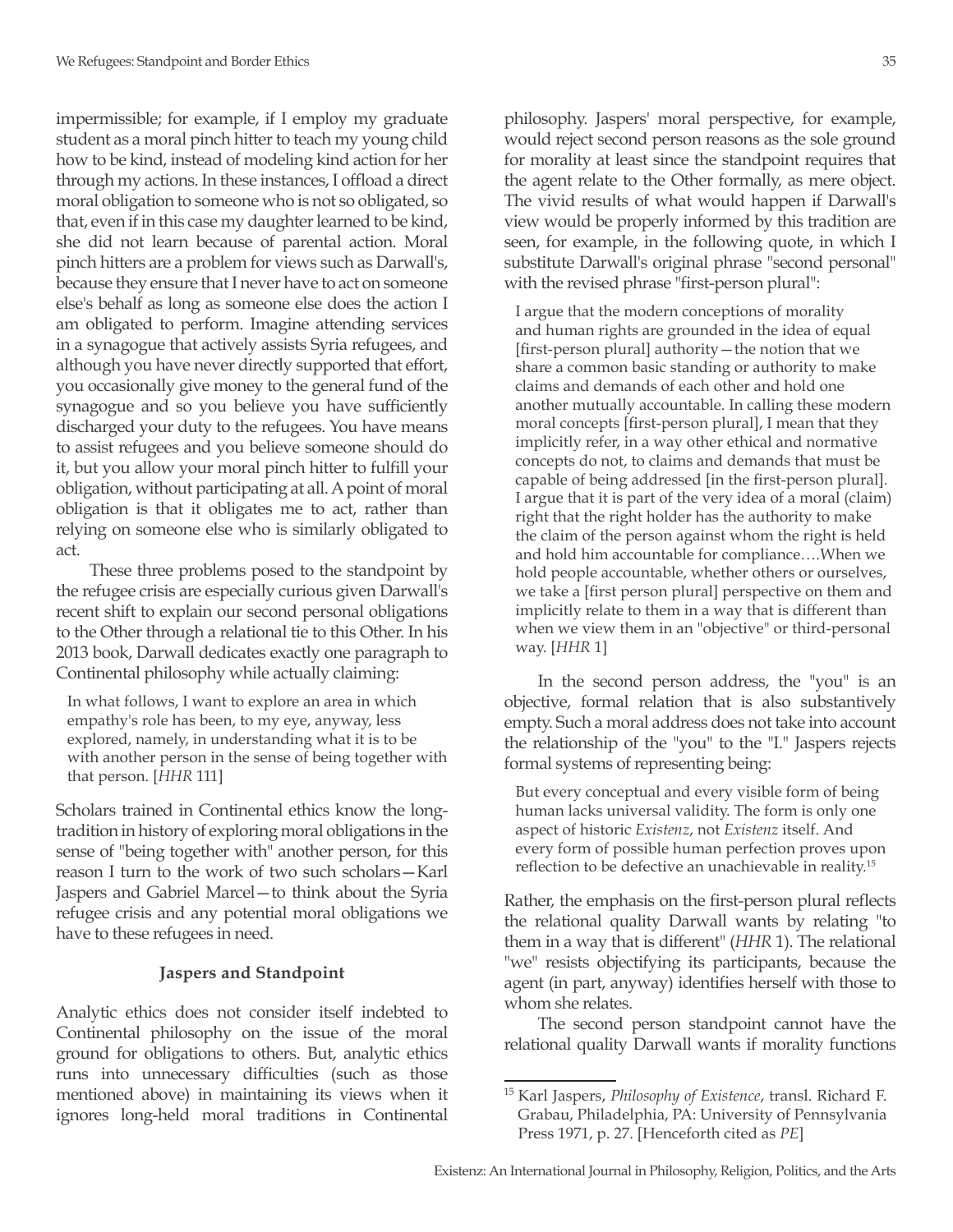impermissible; for example, if I employ my graduate student as a moral pinch hitter to teach my young child how to be kind, instead of modeling kind action for her through my actions. In these instances, I offload a direct moral obligation to someone who is not so obligated, so that, even if in this case my daughter learned to be kind, she did not learn because of parental action. Moral pinch hitters are a problem for views such as Darwall's, because they ensure that I never have to act on someone else's behalf as long as someone else does the action I am obligated to perform. Imagine attending services in a synagogue that actively assists Syria refugees, and although you have never directly supported that effort, you occasionally give money to the general fund of the synagogue and so you believe you have sufficiently discharged your duty to the refugees. You have means to assist refugees and you believe someone should do it, but you allow your moral pinch hitter to fulfill your obligation, without participating at all. A point of moral obligation is that it obligates me to act, rather than relying on someone else who is similarly obligated to act.

These three problems posed to the standpoint by the refugee crisis are especially curious given Darwall's recent shift to explain our second personal obligations to the Other through a relational tie to this Other. In his 2013 book, Darwall dedicates exactly one paragraph to Continental philosophy while actually claiming:

> In what follows, I want to explore an area in which empathy's role has been, to my eye, anyway, less explored, namely, in understanding what it is to be with another person in the sense of being together with that person. [*HHR* 111]

Scholars trained in Continental ethics know the long-tradition in history of exploring moral obligations in the sense of "being together with" another person, for this reason I turn to the work of two such scholars—Karl Jaspers and Gabriel Marcel—to think about the Syria refugee crisis and any potential moral obligations we have to these refugees in need.

### Jaspers and Standpoint

Analytic ethics does not consider itself indebted to Continental philosophy on the issue of the moral ground for obligations to others. But, analytic ethics runs into unnecessary difficulties (such as those mentioned above) in maintaining its views when it ignores long-held moral traditions in Continental philosophy. Jaspers' moral perspective, for example, would reject second person reasons as the sole ground for morality at least since the standpoint requires that the agent relate to the Other formally, as mere object. The vivid results of what would happen if Darwall's view would be properly informed by this tradition are seen, for example, in the following quote, in which I substitute Darwall's original phrase "second personal" with the revised phrase "first-person plural":

> I argue that the modern conceptions of morality and human rights are grounded in the idea of equal [first-person plural] authority—the notion that we share a common basic standing or authority to make claims and demands of each other and hold one another mutually accountable. In calling these modern moral concepts [first-person plural], I mean that they implicitly refer, in a way other ethical and normative concepts do not, to claims and demands that must be capable of being addressed [in the first-person plural]. I argue that it is part of the very idea of a moral (claim) right that the right holder has the authority to make the claim of the person against whom the right is held and hold him accountable for compliance….When we hold people accountable, whether others or ourselves, we take a [first person plural] perspective on them and implicitly relate to them in a way that is different than when we view them in an "objective" or third-personal way. [*HHR* 1]

In the second person address, the "you" is an objective, formal relation that is also substantively empty. Such a moral address does not take into account the relationship of the "you" to the "I." Jaspers rejects formal systems of representing being:

> But every conceptual and every visible form of being human lacks universal validity. The form is only one aspect of historic *Existenz*, not *Existenz* itself. And every form of possible human perfection proves upon reflection to be defective an unachievable in reality.[15]

Rather, the emphasis on the first-person plural reflects the relational quality Darwall wants by relating "to them in a way that is different" (*HHR* 1). The relational "we" resists objectifying its participants, because the agent (in part, anyway) identifies herself with those to whom she relates.

The second person standpoint cannot have the relational quality Darwall wants if morality functions

---

[15] Karl Jaspers, *Philosophy of Existence*, transl. Richard F. Grabau, Philadelphia, PA: University of Pennsylvania Press 1971, p. 27. [Henceforth cited as *PE*]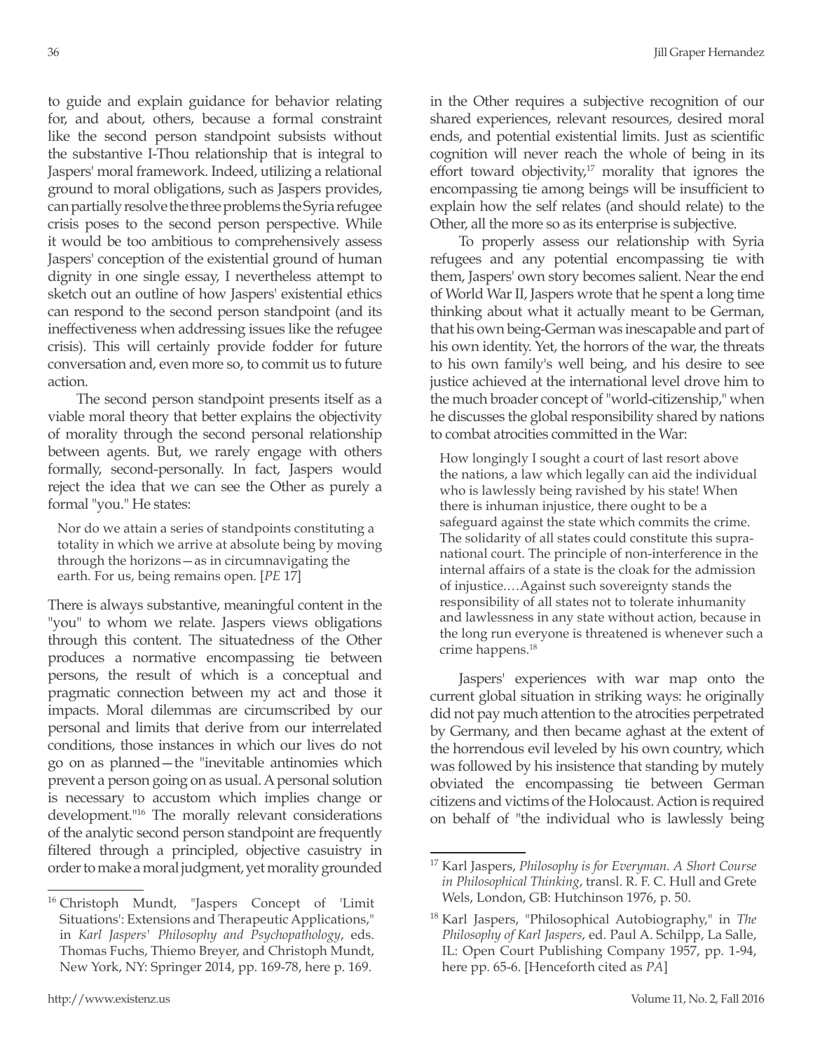to guide and explain guidance for behavior relating for, and about, others, because a formal constraint like the second person standpoint subsists without the substantive I-Thou relationship that is integral to Jaspers' moral framework. Indeed, utilizing a relational ground to moral obligations, such as Jaspers provides, can partially resolve the three problems the Syria refugee crisis poses to the second person perspective. While it would be too ambitious to comprehensively assess Jaspers' conception of the existential ground of human dignity in one single essay, I nevertheless attempt to sketch out an outline of how Jaspers' existential ethics can respond to the second person standpoint (and its ineffectiveness when addressing issues like the refugee crisis). This will certainly provide fodder for future conversation and, even more so, to commit us to future action.

The second person standpoint presents itself as a viable moral theory that better explains the objectivity of morality through the second personal relationship between agents. But, we rarely engage with others formally, second-personally. In fact, Jaspers would reject the idea that we can see the Other as purely a formal "you." He states:

> Nor do we attain a series of standpoints constituting a totality in which we arrive at absolute being by moving through the horizons—as in circumnavigating the earth. For us, being remains open. [*PE* 17]

There is always substantive, meaningful content in the "you" to whom we relate. Jaspers views obligations through this content. The situatedness of the Other produces a normative encompassing tie between persons, the result of which is a conceptual and pragmatic connection between my act and those it impacts. Moral dilemmas are circumscribed by our personal and limits that derive from our interrelated conditions, those instances in which our lives do not go on as planned—the "inevitable antinomies which prevent a person going on as usual. A personal solution is necessary to accustom which implies change or development."[16] The morally relevant considerations of the analytic second person standpoint are frequently filtered through a principled, objective casuistry in order to make a moral judgment, yet morality grounded in the Other requires a subjective recognition of our shared experiences, relevant resources, desired moral ends, and potential existential limits. Just as scientific cognition will never reach the whole of being in its effort toward objectivity,[17] morality that ignores the encompassing tie among beings will be insufficient to explain how the self relates (and should relate) to the Other, all the more so as its enterprise is subjective.

To properly assess our relationship with Syria refugees and any potential encompassing tie with them, Jaspers' own story becomes salient. Near the end of World War II, Jaspers wrote that he spent a long time thinking about what it actually meant to be German, that his own being-German was inescapable and part of his own identity. Yet, the horrors of the war, the threats to his own family's well being, and his desire to see justice achieved at the international level drove him to the much broader concept of "world-citizenship," when he discusses the global responsibility shared by nations to combat atrocities committed in the War:

> How longingly I sought a court of last resort above the nations, a law which legally can aid the individual who is lawlessly being ravished by his state! When there is inhuman injustice, there ought to be a safeguard against the state which commits the crime. The solidarity of all states could constitute this supra-national court. The principle of non-interference in the internal affairs of a state is the cloak for the admission of injustice.…Against such sovereignty stands the responsibility of all states not to tolerate inhumanity and lawlessness in any state without action, because in the long run everyone is threatened is whenever such a crime happens.[18]

Jaspers' experiences with war map onto the current global situation in striking ways: he originally did not pay much attention to the atrocities perpetrated by Germany, and then became aghast at the extent of the horrendous evil leveled by his own country, which was followed by his insistence that standing by mutely obviated the encompassing tie between German citizens and victims of the Holocaust. Action is required on behalf of "the individual who is lawlessly being

---

[16] Christoph Mundt, "Jaspers Concept of 'Limit Situations': Extensions and Therapeutic Applications," in *Karl Jaspers' Philosophy and Psychopathology*, eds. Thomas Fuchs, Thiemo Breyer, and Christoph Mundt, New York, NY: Springer 2014, pp. 169-78, here p. 169.

[17] Karl Jaspers, *Philosophy is for Everyman. A Short Course in Philosophical Thinking*, transl. R. F. C. Hull and Grete Wels, London, GB: Hutchinson 1976, p. 50.

[18] Karl Jaspers, "Philosophical Autobiography," in *The Philosophy of Karl Jaspers*, ed. Paul A. Schilpp, La Salle, IL: Open Court Publishing Company 1957, pp. 1-94, here pp. 65-6. [Henceforth cited as *PA*]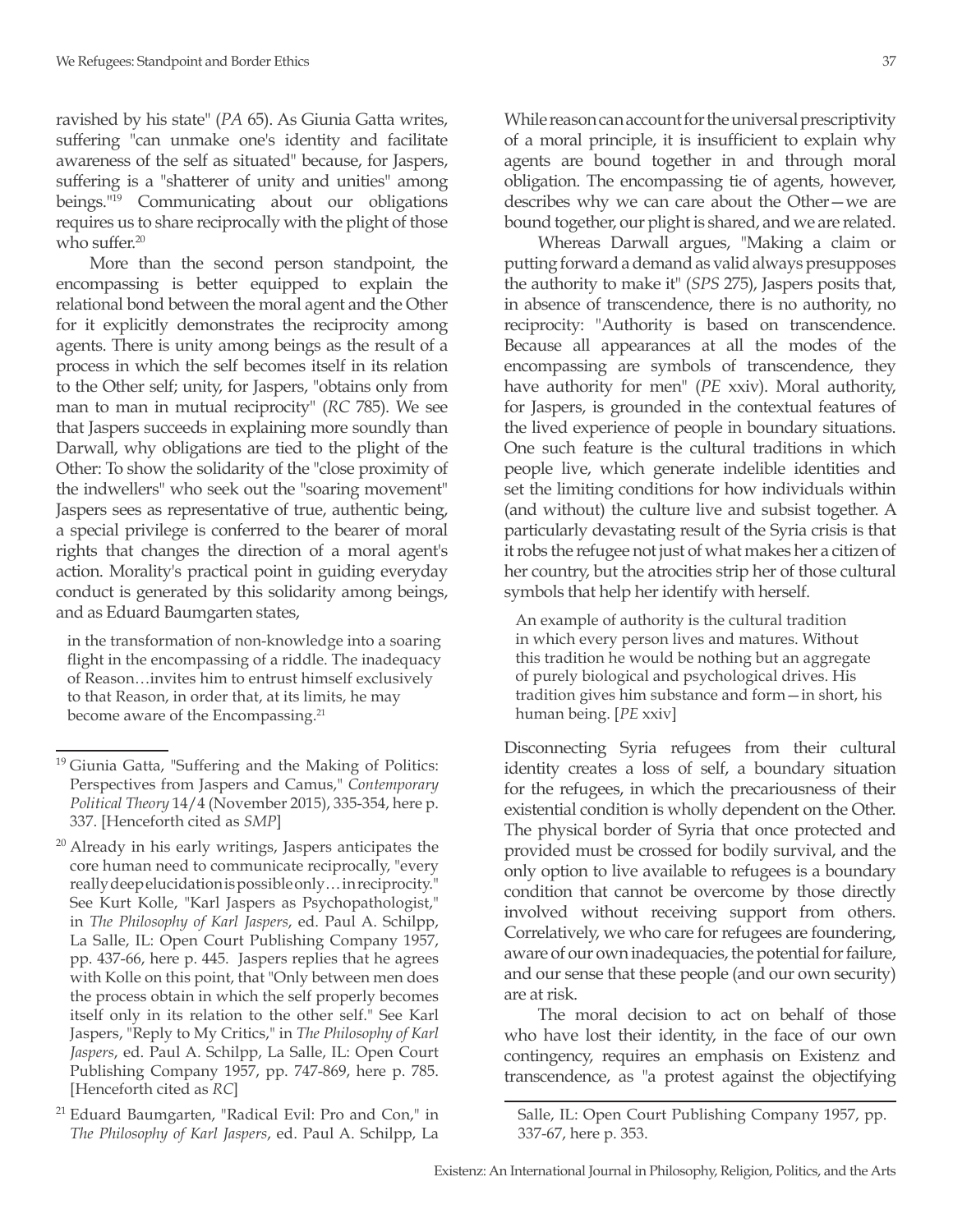ravished by his state" (*PA* 65). As Giunia Gatta writes, suffering "can unmake one's identity and facilitate awareness of the self as situated" because, for Jaspers, suffering is a "shatterer of unity and unities" among beings."[19] Communicating about our obligations requires us to share reciprocally with the plight of those who suffer.[20]

More than the second person standpoint, the encompassing is better equipped to explain the relational bond between the moral agent and the Other for it explicitly demonstrates the reciprocity among agents. There is unity among beings as the result of a process in which the self becomes itself in its relation to the Other self; unity, for Jaspers, "obtains only from man to man in mutual reciprocity" (*RC* 785). We see that Jaspers succeeds in explaining more soundly than Darwall, why obligations are tied to the plight of the Other: To show the solidarity of the "close proximity of the indwellers" who seek out the "soaring movement" Jaspers sees as representative of true, authentic being, a special privilege is conferred to the bearer of moral rights that changes the direction of a moral agent's action. Morality's practical point in guiding everyday conduct is generated by this solidarity among beings, and as Eduard Baumgarten states,

> in the transformation of non-knowledge into a soaring flight in the encompassing of a riddle. The inadequacy of Reason…invites him to entrust himself exclusively to that Reason, in order that, at its limits, he may become aware of the Encompassing.[21]

While reason can account for the universal prescriptivity of a moral principle, it is insufficient to explain why agents are bound together in and through moral obligation. The encompassing tie of agents, however, describes why we can care about the Other—we are bound together, our plight is shared, and we are related.

Whereas Darwall argues, "Making a claim or putting forward a demand as valid always presupposes the authority to make it" (*SPS* 275), Jaspers posits that, in absence of transcendence, there is no authority, no reciprocity: "Authority is based on transcendence. Because all appearances at all the modes of the encompassing are symbols of transcendence, they have authority for men" (*PE* xxiv). Moral authority, for Jaspers, is grounded in the contextual features of the lived experience of people in boundary situations. One such feature is the cultural traditions in which people live, which generate indelible identities and set the limiting conditions for how individuals within (and without) the culture live and subsist together. A particularly devastating result of the Syria crisis is that it robs the refugee not just of what makes her a citizen of her country, but the atrocities strip her of those cultural symbols that help her identify with herself.

> An example of authority is the cultural tradition in which every person lives and matures. Without this tradition he would be nothing but an aggregate of purely biological and psychological drives. His tradition gives him substance and form—in short, his human being. [*PE* xxiv]

Disconnecting Syria refugees from their cultural identity creates a loss of self, a boundary situation for the refugees, in which the precariousness of their existential condition is wholly dependent on the Other. The physical border of Syria that once protected and provided must be crossed for bodily survival, and the only option to live available to refugees is a boundary condition that cannot be overcome by those directly involved without receiving support from others. Correlatively, we who care for refugees are foundering, aware of our own inadequacies, the potential for failure, and our sense that these people (and our own security) are at risk.

The moral decision to act on behalf of those who have lost their identity, in the face of our own contingency, requires an emphasis on Existenz and transcendence, as "a protest against the objectifying

---

[19] Giunia Gatta, "Suffering and the Making of Politics: Perspectives from Jaspers and Camus," *Contemporary Political Theory* 14/4 (November 2015), 335-354, here p. 337. [Henceforth cited as *SMP*]

[20] Already in his early writings, Jaspers anticipates the core human need to communicate reciprocally, "every really deep elucidation is possible only…in reciprocity." See Kurt Kolle, "Karl Jaspers as Psychopathologist," in *The Philosophy of Karl Jaspers*, ed. Paul A. Schilpp, La Salle, IL: Open Court Publishing Company 1957, pp. 437-66, here p. 445. Jaspers replies that he agrees with Kolle on this point, that "Only between men does the process obtain in which the self properly becomes itself only in its relation to the other self." See Karl Jaspers, "Reply to My Critics," in *The Philosophy of Karl Jaspers*, ed. Paul A. Schilpp, La Salle, IL: Open Court Publishing Company 1957, pp. 747-869, here p. 785. [Henceforth cited as *RC*]

[21] Eduard Baumgarten, "Radical Evil: Pro and Con," in *The Philosophy of Karl Jaspers*, ed. Paul A. Schilpp, La Salle, IL: Open Court Publishing Company 1957, pp. 337-67, here p. 353.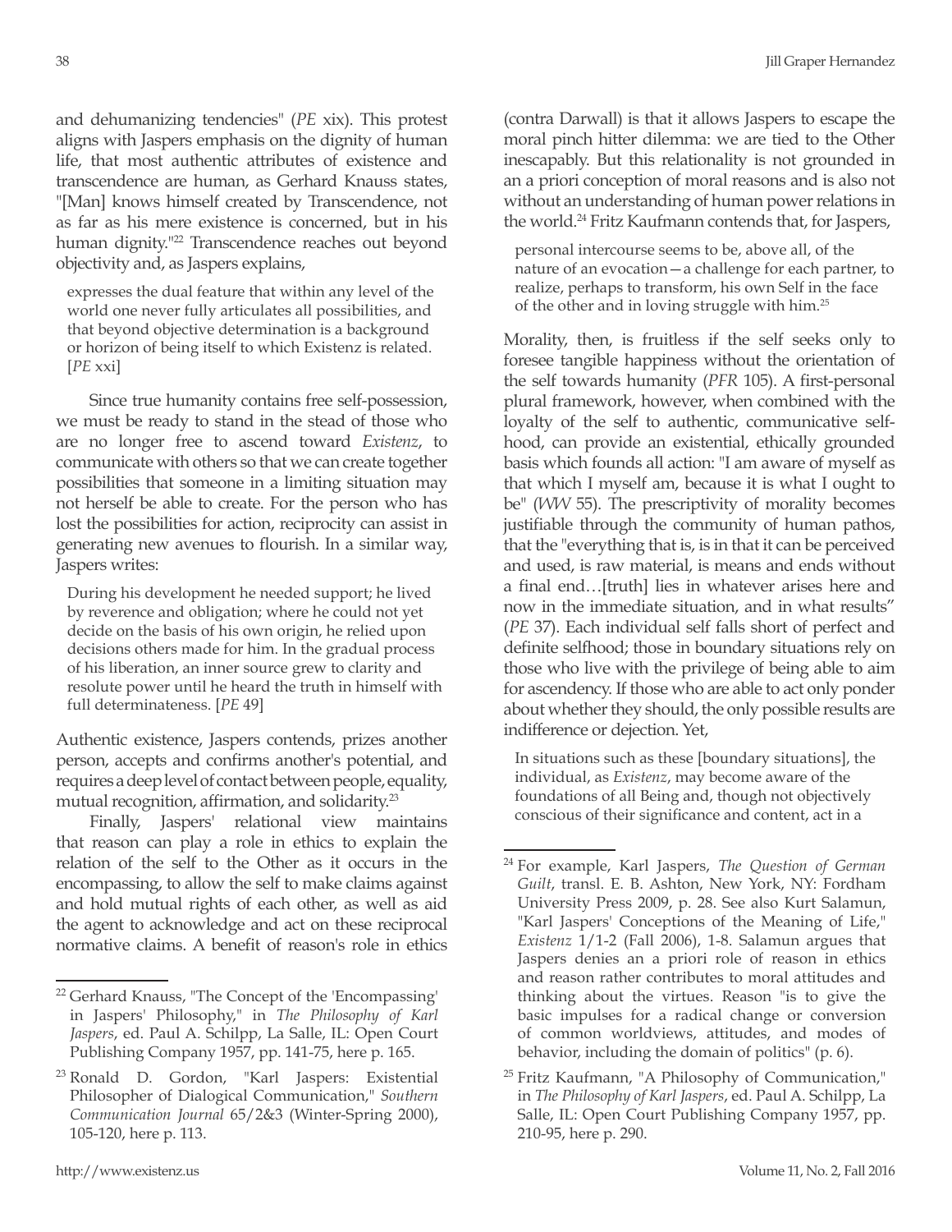and dehumanizing tendencies" (*PE* xix). This protest aligns with Jaspers emphasis on the dignity of human life, that most authentic attributes of existence and transcendence are human, as Gerhard Knauss states, "[Man] knows himself created by Transcendence, not as far as his mere existence is concerned, but in his human dignity."[22] Transcendence reaches out beyond objectivity and, as Jaspers explains,

> expresses the dual feature that within any level of the world one never fully articulates all possibilities, and that beyond objective determination is a background or horizon of being itself to which Existenz is related. [*PE* xxi]

Since true humanity contains free self-possession, we must be ready to stand in the stead of those who are no longer free to ascend toward *Existenz*, to communicate with others so that we can create together possibilities that someone in a limiting situation may not herself be able to create. For the person who has lost the possibilities for action, reciprocity can assist in generating new avenues to flourish. In a similar way, Jaspers writes:

> During his development he needed support; he lived by reverence and obligation; where he could not yet decide on the basis of his own origin, he relied upon decisions others made for him. In the gradual process of his liberation, an inner source grew to clarity and resolute power until he heard the truth in himself with full determinateness. [*PE* 49]

Authentic existence, Jaspers contends, prizes another person, accepts and confirms another's potential, and requires a deep level of contact between people, equality, mutual recognition, affirmation, and solidarity.[23]

Finally, Jaspers' relational view maintains that reason can play a role in ethics to explain the relation of the self to the Other as it occurs in the encompassing, to allow the self to make claims against and hold mutual rights of each other, as well as aid the agent to acknowledge and act on these reciprocal normative claims. A benefit of reason's role in ethics (contra Darwall) is that it allows Jaspers to escape the moral pinch hitter dilemma: we are tied to the Other inescapably. But this relationality is not grounded in an a priori conception of moral reasons and is also not without an understanding of human power relations in the world.[24] Fritz Kaufmann contends that, for Jaspers,

> personal intercourse seems to be, above all, of the nature of an evocation—a challenge for each partner, to realize, perhaps to transform, his own Self in the face of the other and in loving struggle with him.[25]

Morality, then, is fruitless if the self seeks only to foresee tangible happiness without the orientation of the self towards humanity (*PFR* 105). A first-personal plural framework, however, when combined with the loyalty of the self to authentic, communicative selfhood, can provide an existential, ethically grounded basis which founds all action: "I am aware of myself as that which I myself am, because it is what I ought to be" (*WW* 55). The prescriptivity of morality becomes justifiable through the community of human pathos, that the "everything that is, is in that it can be perceived and used, is raw material, is means and ends without a final end…[truth] lies in whatever arises here and now in the immediate situation, and in what results" (*PE* 37). Each individual self falls short of perfect and definite selfhood; those in boundary situations rely on those who live with the privilege of being able to aim for ascendency. If those who are able to act only ponder about whether they should, the only possible results are indifference or dejection. Yet,

> In situations such as these [boundary situations], the individual, as *Existenz*, may become aware of the foundations of all Being and, though not objectively conscious of their significance and content, act in a

---

[22] Gerhard Knauss, "The Concept of the 'Encompassing' in Jaspers' Philosophy," in *The Philosophy of Karl Jaspers*, ed. Paul A. Schilpp, La Salle, IL: Open Court Publishing Company 1957, pp. 141-75, here p. 165.

[23] Ronald D. Gordon, "Karl Jaspers: Existential Philosopher of Dialogical Communication," *Southern Communication Journal* 65/2&3 (Winter-Spring 2000), 105-120, here p. 113.

[24] For example, Karl Jaspers, *The Question of German Guilt*, transl. E. B. Ashton, New York, NY: Fordham University Press 2009, p. 28. See also Kurt Salamun, "Karl Jaspers' Conceptions of the Meaning of Life," *Existenz* 1/1-2 (Fall 2006), 1-8. Salamun argues that Jaspers denies an a priori role of reason in ethics and reason rather contributes to moral attitudes and thinking about the virtues. Reason "is to give the basic impulses for a radical change or conversion of common worldviews, attitudes, and modes of behavior, including the domain of politics" (p. 6).

[25] Fritz Kaufmann, "A Philosophy of Communication," in *The Philosophy of Karl Jaspers*, ed. Paul A. Schilpp, La Salle, IL: Open Court Publishing Company 1957, pp. 210-95, here p. 290.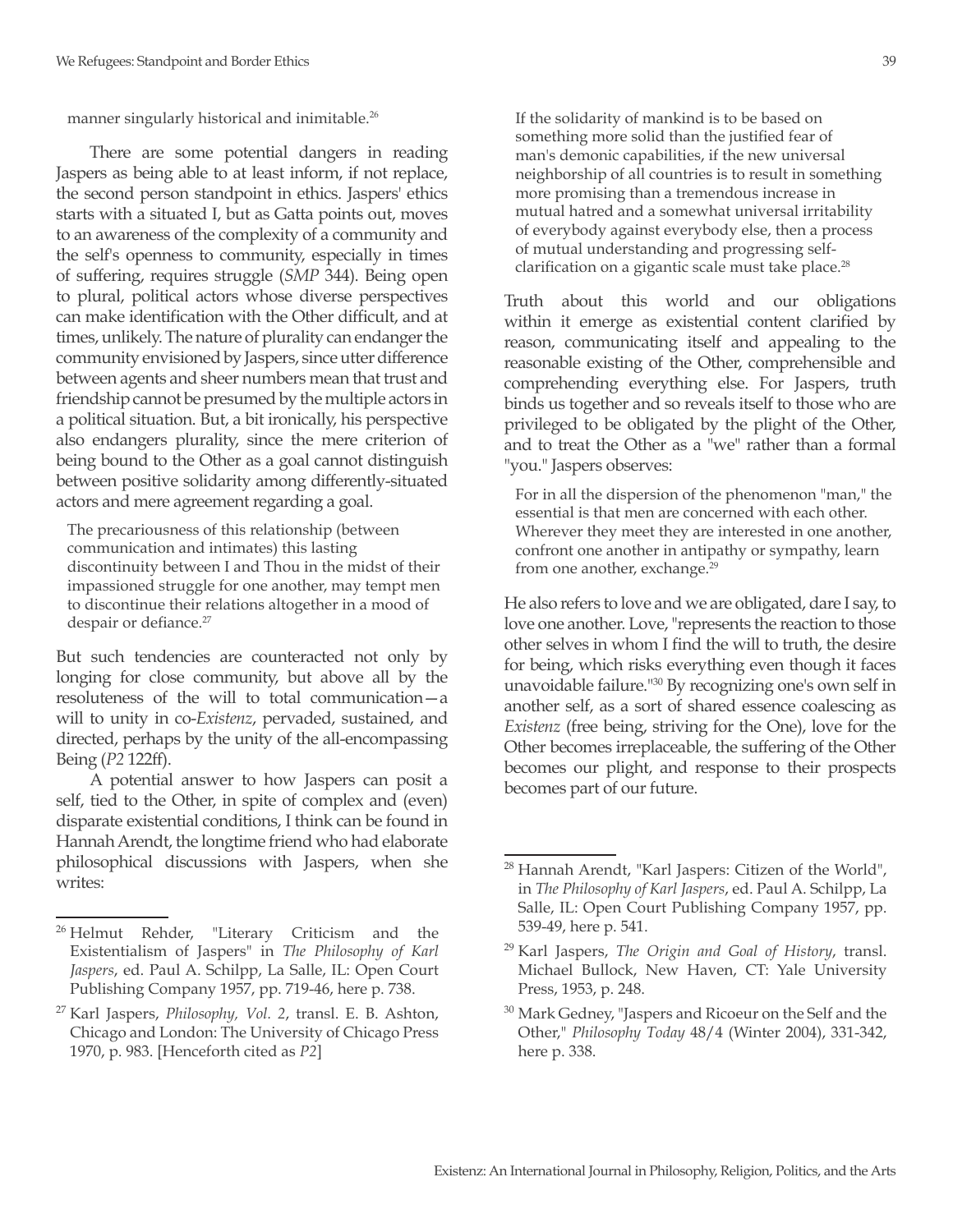manner singularly historical and inimitable.[26]

There are some potential dangers in reading Jaspers as being able to at least inform, if not replace, the second person standpoint in ethics. Jaspers' ethics starts with a situated I, but as Gatta points out, moves to an awareness of the complexity of a community and the self's openness to community, especially in times of suffering, requires struggle (*SMP* 344). Being open to plural, political actors whose diverse perspectives can make identification with the Other difficult, and at times, unlikely. The nature of plurality can endanger the community envisioned by Jaspers, since utter difference between agents and sheer numbers mean that trust and friendship cannot be presumed by the multiple actors in a political situation. But, a bit ironically, his perspective also endangers plurality, since the mere criterion of being bound to the Other as a goal cannot distinguish between positive solidarity among differently-situated actors and mere agreement regarding a goal.

> The precariousness of this relationship (between communication and intimates) this lasting discontinuity between I and Thou in the midst of their impassioned struggle for one another, may tempt men to discontinue their relations altogether in a mood of despair or defiance.[27]

But such tendencies are counteracted not only by longing for close community, but above all by the resoluteness of the will to total communication—a will to unity in co-*Existenz*, pervaded, sustained, and directed, perhaps by the unity of the all-encompassing Being (*P2* 122ff).

A potential answer to how Jaspers can posit a self, tied to the Other, in spite of complex and (even) disparate existential conditions, I think can be found in Hannah Arendt, the longtime friend who had elaborate philosophical discussions with Jaspers, when she writes:

> If the solidarity of mankind is to be based on something more solid than the justified fear of man's demonic capabilities, if the new universal neighborship of all countries is to result in something more promising than a tremendous increase in mutual hatred and a somewhat universal irritability of everybody against everybody else, then a process of mutual understanding and progressing self-clarification on a gigantic scale must take place.[28]

Truth about this world and our obligations within it emerge as existential content clarified by reason, communicating itself and appealing to the reasonable existing of the Other, comprehensible and comprehending everything else. For Jaspers, truth binds us together and so reveals itself to those who are privileged to be obligated by the plight of the Other, and to treat the Other as a "we" rather than a formal "you." Jaspers observes:

> For in all the dispersion of the phenomenon "man," the essential is that men are concerned with each other. Wherever they meet they are interested in one another, confront one another in antipathy or sympathy, learn from one another, exchange.[29]

He also refers to love and we are obligated, dare I say, to love one another. Love, "represents the reaction to those other selves in whom I find the will to truth, the desire for being, which risks everything even though it faces unavoidable failure."[30] By recognizing one's own self in another self, as a sort of shared essence coalescing as *Existenz* (free being, striving for the One), love for the Other becomes irreplaceable, the suffering of the Other becomes our plight, and response to their prospects becomes part of our future.

---

[26] Helmut Rehder, "Literary Criticism and the Existentialism of Jaspers" in *The Philosophy of Karl Jaspers*, ed. Paul A. Schilpp, La Salle, IL: Open Court Publishing Company 1957, pp. 719-46, here p. 738.

[27] Karl Jaspers, *Philosophy, Vol. 2*, transl. E. B. Ashton, Chicago and London: The University of Chicago Press 1970, p. 983. [Henceforth cited as *P2*]

[28] Hannah Arendt, "Karl Jaspers: Citizen of the World", in *The Philosophy of Karl Jaspers*, ed. Paul A. Schilpp, La Salle, IL: Open Court Publishing Company 1957, pp. 539-49, here p. 541.

[29] Karl Jaspers, *The Origin and Goal of History*, transl. Michael Bullock, New Haven, CT: Yale University Press, 1953, p. 248.

[30] Mark Gedney, "Jaspers and Ricoeur on the Self and the Other," *Philosophy Today* 48/4 (Winter 2004), 331-342, here p. 338.